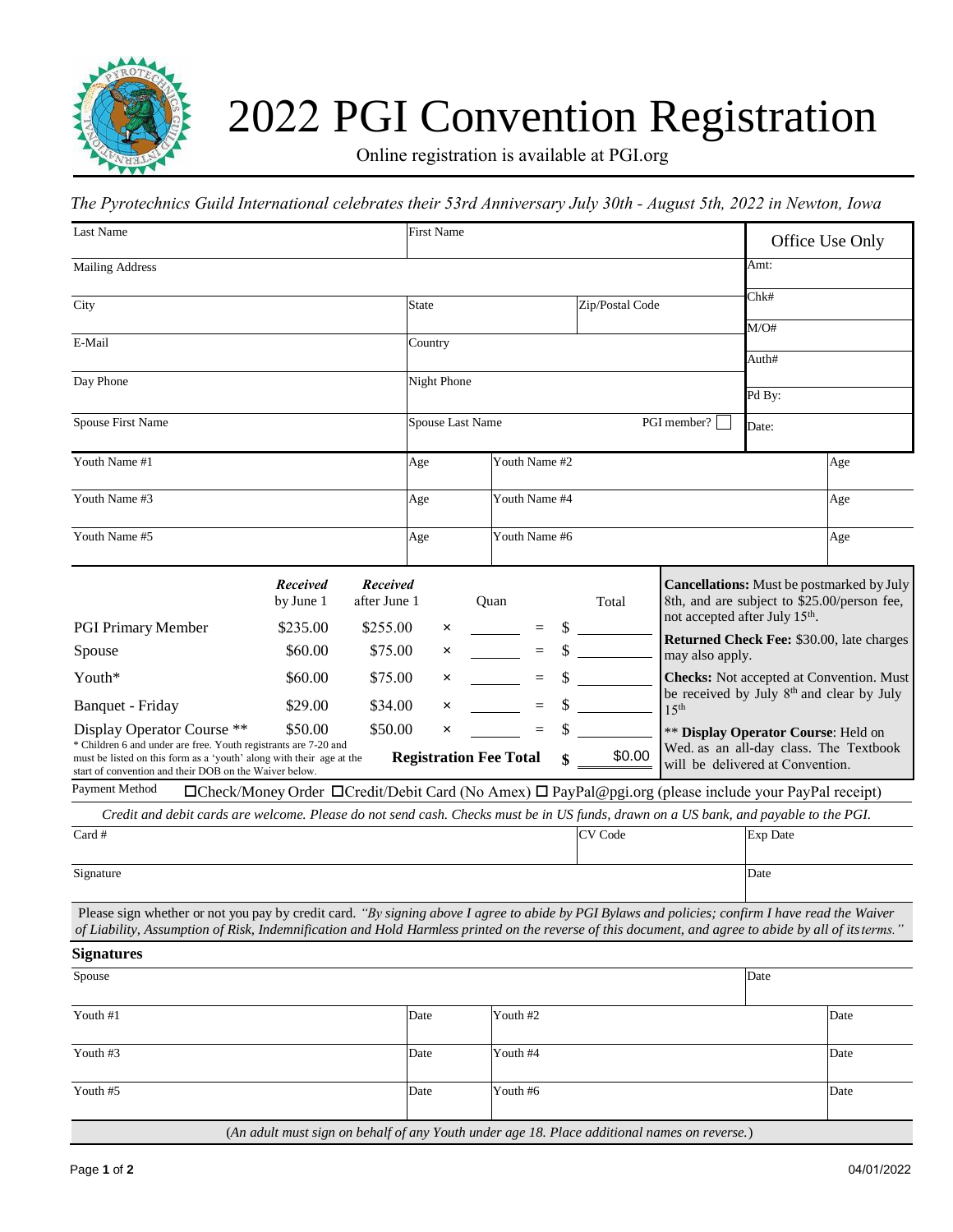# 2022 PGI Convention Registration

Online registration is available at PGI.org

*The Pyrotechnics Guild International celebrates their 53rd Anniversary July 30th - August 5th, 2022 in Newton, Iowa*

| Last Name | First Name | | Office Use Only |
|---|---|---|---|
| Mailing Address | | | Amt: |
| City | State | Zip/Postal Code | Chk# |
| | | | M/O# |
| E-Mail | Country | | Auth# |
| Day Phone | Night Phone | | Pd By: |
| Spouse First Name | Spouse Last Name | PGI member? ☐ | Date: |

| Youth Name #1 | Age | Youth Name #2 | Age |
|---|---|---|---|
| Youth Name #3 | Age | Youth Name #4 | Age |
| Youth Name #5 | Age | Youth Name #6 | Age |

| | *Received* by June 1 | *Received* after June 1 | | Quan | | Total |
|---|---|---|---|---|---|---|
| PGI Primary Member | $235.00 | $255.00 | × | ______ | = | $ ______ |
| Spouse | $60.00 | $75.00 | × | ______ | = | $ ______ |
| Youth* | $60.00 | $75.00 | × | ______ | = | $ ______ |
| Banquet - Friday | $29.00 | $34.00 | × | ______ | = | $ ______ |
| Display Operator Course ** | $50.00 | $50.00 | × | ______ | = | $ ______ |
| | | | **Registration Fee Total** | | | **$** $0.00 |

\* Children 6 and under are free. Youth registrants are 7-20 and must be listed on this form as a 'youth' along with their age at the start of convention and their DOB on the Waiver below.

**Cancellations:** Must be postmarked by July 8th, and are subject to $25.00/person fee, not accepted after July 15th.

**Returned Check Fee:** $30.00, late charges may also apply.

**Checks:** Not accepted at Convention. Must be received by July 8th and clear by July 15th

\*\* **Display Operator Course**: Held on Wed. as an all-day class. The Textbook will be delivered at Convention.

Payment Method ☐Check/Money Order ☐Credit/Debit Card (No Amex) ☐ PayPal@pgi.org (please include your PayPal receipt)

*Credit and debit cards are welcome. Please do not send cash. Checks must be in US funds, drawn on a US bank, and payable to the PGI.*

| Card # | CV Code | Exp Date |
|---|---|---|
| Signature | | Date |

Please sign whether or not you pay by credit card. *"By signing above I agree to abide by PGI Bylaws and policies; confirm I have read the Waiver of Liability, Assumption of Risk, Indemnification and Hold Harmless printed on the reverse of this document, and agree to abide by all of its terms."*

## Signatures

| Spouse | | | Date |
|---|---|---|---|
| Youth #1 | Date | Youth #2 | Date |
| Youth #3 | Date | Youth #4 | Date |
| Youth #5 | Date | Youth #6 | Date |

(*An adult must sign on behalf of any Youth under age 18. Place additional names on reverse.*)

04/01/2022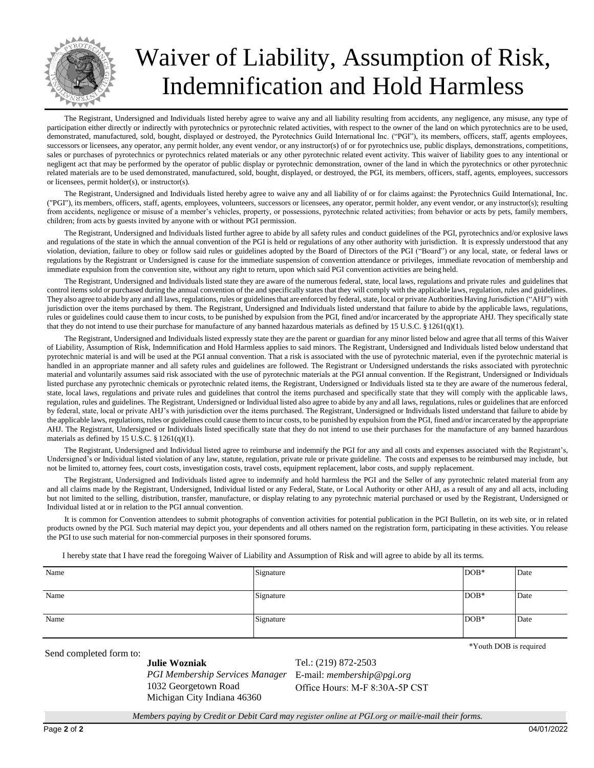# Waiver of Liability, Assumption of Risk, Indemnification and Hold Harmless

The Registrant, Undersigned and Individuals listed hereby agree to waive any and all liability resulting from accidents, any negligence, any misuse, any type of participation either directly or indirectly with pyrotechnics or pyrotechnic related activities, with respect to the owner of the land on which pyrotechnics are to be used, demonstrated, manufactured, sold, bought, displayed or destroyed, the Pyrotechnics Guild International Inc. ("PGI"), its members, officers, staff, agents employees, successors or licensees, any operator, any permit holder, any event vendor, or any instructor(s) of or for pyrotechnics use, public displays, demonstrations, competitions, sales or purchases of pyrotechnics or pyrotechnics related materials or any other pyrotechnic related event activity. This waiver of liability goes to any intentional or negligent act that may be performed by the operator of public display or pyrotechnic demonstration, owner of the land in which the pyrotechnics or other pyrotechnic related materials are to be used demonstrated, manufactured, sold, bought, displayed, or destroyed, the PGI, its members, officers, staff, agents, employees, successors or licensees, permit holder(s), or instructor(s).

The Registrant, Undersigned and Individuals listed hereby agree to waive any and all liability of or for claims against: the Pyrotechnics Guild International, Inc. ("PGI"), its members, officers, staff, agents, employees, volunteers, successors or licensees, any operator, permit holder, any event vendor, or any instructor(s); resulting from accidents, negligence or misuse of a member's vehicles, property, or possessions, pyrotechnic related activities; from behavior or acts by pets, family members, children; from acts by guests invited by anyone with or without PGI permission.

The Registrant, Undersigned and Individuals listed further agree to abide by all safety rules and conduct guidelines of the PGI, pyrotechnics and/or explosive laws and regulations of the state in which the annual convention of the PGI is held or regulations of any other authority with jurisdiction. It is expressly understood that any violation, deviation, failure to obey or follow said rules or guidelines adopted by the Board of Directors of the PGI ("Board") or any local, state, or federal laws or regulations by the Registrant or Undersigned is cause for the immediate suspension of convention attendance or privileges, immediate revocation of membership and immediate expulsion from the convention site, without any right to return, upon which said PGI convention activities are being held.

The Registrant, Undersigned and Individuals listed state they are aware of the numerous federal, state, local laws, regulations and private rules and guidelines that control items sold or purchased during the annual convention of the and specifically states that they will comply with the applicable laws, regulation, rules and guidelines. They also agree to abide by any and all laws, regulations, rules or guidelines that are enforced by federal, state, local or private Authorities Having Jurisdiction ("AHJ") with jurisdiction over the items purchased by them. The Registrant, Undersigned and Individuals listed understand that failure to abide by the applicable laws, regulations, rules or guidelines could cause them to incur costs, to be punished by expulsion from the PGI, fined and/or incarcerated by the appropriate AHJ. They specifically state that they do not intend to use their purchase for manufacture of any banned hazardous materials as defined by 15 U.S.C. § 1261(q)(1).

The Registrant, Undersigned and Individuals listed expressly state they are the parent or guardian for any minor listed below and agree that all terms of this Waiver of Liability, Assumption of Risk, Indemnification and Hold Harmless applies to said minors. The Registrant, Undersigned and Individuals listed below understand that pyrotechnic material is and will be used at the PGI annual convention. That a risk is associated with the use of pyrotechnic material, even if the pyrotechnic material is handled in an appropriate manner and all safety rules and guidelines are followed. The Registrant or Undersigned understands the risks associated with pyrotechnic material and voluntarily assumes said risk associated with the use of pyrotechnic materials at the PGI annual convention. If the Registrant, Undersigned or Individuals listed purchase any pyrotechnic chemicals or pyrotechnic related items, the Registrant, Undersigned or Individuals listed sta te they are aware of the numerous federal, state, local laws, regulations and private rules and guidelines that control the items purchased and specifically state that they will comply with the applicable laws, regulation, rules and guidelines. The Registrant, Undersigned or Individual listed also agree to abide by any and all laws, regulations, rules or guidelines that are enforced by federal, state, local or private AHJ's with jurisdiction over the items purchased. The Registrant, Undersigned or Individuals listed understand that failure to abide by the applicable laws, regulations, rules or guidelines could cause them to incur costs, to be punished by expulsion from the PGI, fined and/or incarcerated by the appropriate AHJ. The Registrant, Undersigned or Individuals listed specifically state that they do not intend to use their purchases for the manufacture of any banned hazardous materials as defined by 15 U.S.C. § 1261(q)(1).

The Registrant, Undersigned and Individual listed agree to reimburse and indemnify the PGI for any and all costs and expenses associated with the Registrant's, Undersigned's or Individual listed violation of any law, statute, regulation, private rule or private guideline. The costs and expenses to be reimbursed may include, but not be limited to, attorney fees, court costs, investigation costs, travel costs, equipment replacement, labor costs, and supply replacement.

The Registrant, Undersigned and Individuals listed agree to indemnify and hold harmless the PGI and the Seller of any pyrotechnic related material from any and all claims made by the Registrant, Undersigned, Individual listed or any Federal, State, or Local Authority or other AHJ, as a result of any and all acts, including but not limited to the selling, distribution, transfer, manufacture, or display relating to any pyrotechnic material purchased or used by the Registrant, Undersigned or Individual listed at or in relation to the PGI annual convention.

It is common for Convention attendees to submit photographs of convention activities for potential publication in the PGI Bulletin, on its web site, or in related products owned by the PGI. Such material may depict you, your dependents and all others named on the registration form, participating in these activities. You release the PGI to use such material for non-commercial purposes in their sponsored forums.

I hereby state that I have read the foregoing Waiver of Liability and Assumption of Risk and will agree to abide by all its terms.

| | | | |
|---|---|---|---|
| Name | Signature | DOB* | Date |
| Name | Signature | DOB* | Date |
| Name | Signature | DOB* | Date |

*Youth DOB is required

Send completed form to:

**Julie Wozniak**
*PGI Membership Services Manager*
1032 Georgetown Road
Michigan City Indiana 46360

Tel.: (219) 872-2503
E-mail: *membership@pgi.org*
Office Hours: M-F 8:30A-5P CST

*Members paying by Credit or Debit Card may register online at PGI.org or mail/e-mail their forms.*

04/01/2022